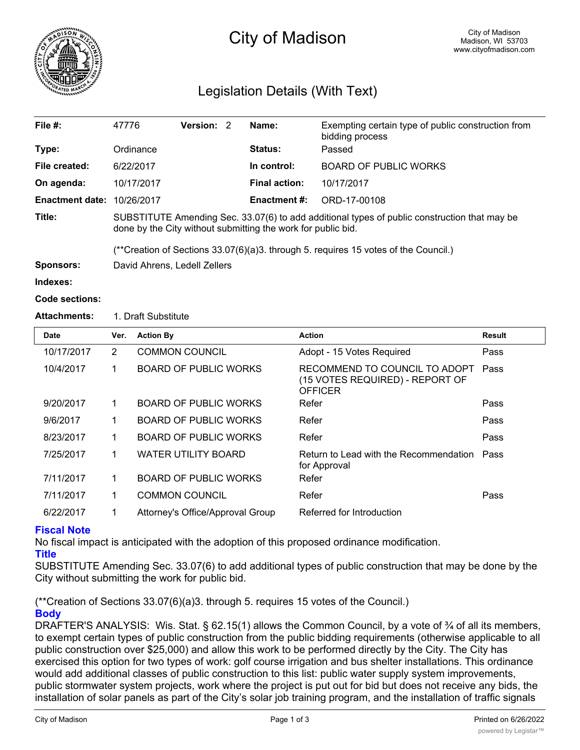# City of Madison

City of Madison
Madison, WI 53703
www.cityofmadison.com

## Legislation Details (With Text)

| | | | |
|---|---|---|---|
| **File #:** | 47776 **Version:** 2 | **Name:** | Exempting certain type of public construction from bidding process |
| **Type:** | Ordinance | **Status:** | Passed |
| **File created:** | 6/22/2017 | **In control:** | BOARD OF PUBLIC WORKS |
| **On agenda:** | 10/17/2017 | **Final action:** | 10/17/2017 |
| **Enactment date:** | 10/26/2017 | **Enactment #:** | ORD-17-00108 |

**Title:** SUBSTITUTE Amending Sec. 33.07(6) to add additional types of public construction that may be done by the City without submitting the work for public bid.

(**Creation of Sections 33.07(6)(a)3. through 5. requires 15 votes of the Council.)

**Sponsors:** David Ahrens, Ledell Zellers

**Indexes:**

**Code sections:**

**Attachments:** 1. Draft Substitute

| Date | Ver. | Action By | Action | Result |
|---|---|---|---|---|
| 10/17/2017 | 2 | COMMON COUNCIL | Adopt - 15 Votes Required | Pass |
| 10/4/2017 | 1 | BOARD OF PUBLIC WORKS | RECOMMEND TO COUNCIL TO ADOPT (15 VOTES REQUIRED) - REPORT OF OFFICER | Pass |
| 9/20/2017 | 1 | BOARD OF PUBLIC WORKS | Refer | Pass |
| 9/6/2017 | 1 | BOARD OF PUBLIC WORKS | Refer | Pass |
| 8/23/2017 | 1 | BOARD OF PUBLIC WORKS | Refer | Pass |
| 7/25/2017 | 1 | WATER UTILITY BOARD | Return to Lead with the Recommendation for Approval | Pass |
| 7/11/2017 | 1 | BOARD OF PUBLIC WORKS | Refer | |
| 7/11/2017 | 1 | COMMON COUNCIL | Refer | Pass |
| 6/22/2017 | 1 | Attorney's Office/Approval Group | Referred for Introduction | |

### Fiscal Note

No fiscal impact is anticipated with the adoption of this proposed ordinance modification.

### Title

SUBSTITUTE Amending Sec. 33.07(6) to add additional types of public construction that may be done by the City without submitting the work for public bid.

(**Creation of Sections 33.07(6)(a)3. through 5. requires 15 votes of the Council.)

### Body

DRAFTER'S ANALYSIS: Wis. Stat. § 62.15(1) allows the Common Council, by a vote of ¾ of all its members, to exempt certain types of public construction from the public bidding requirements (otherwise applicable to all public construction over $25,000) and allow this work to be performed directly by the City. The City has exercised this option for two types of work: golf course irrigation and bus shelter installations. This ordinance would add additional classes of public construction to this list: public water supply system improvements, public stormwater system projects, work where the project is put out for bid but does not receive any bids, the installation of solar panels as part of the City's solar job training program, and the installation of traffic signals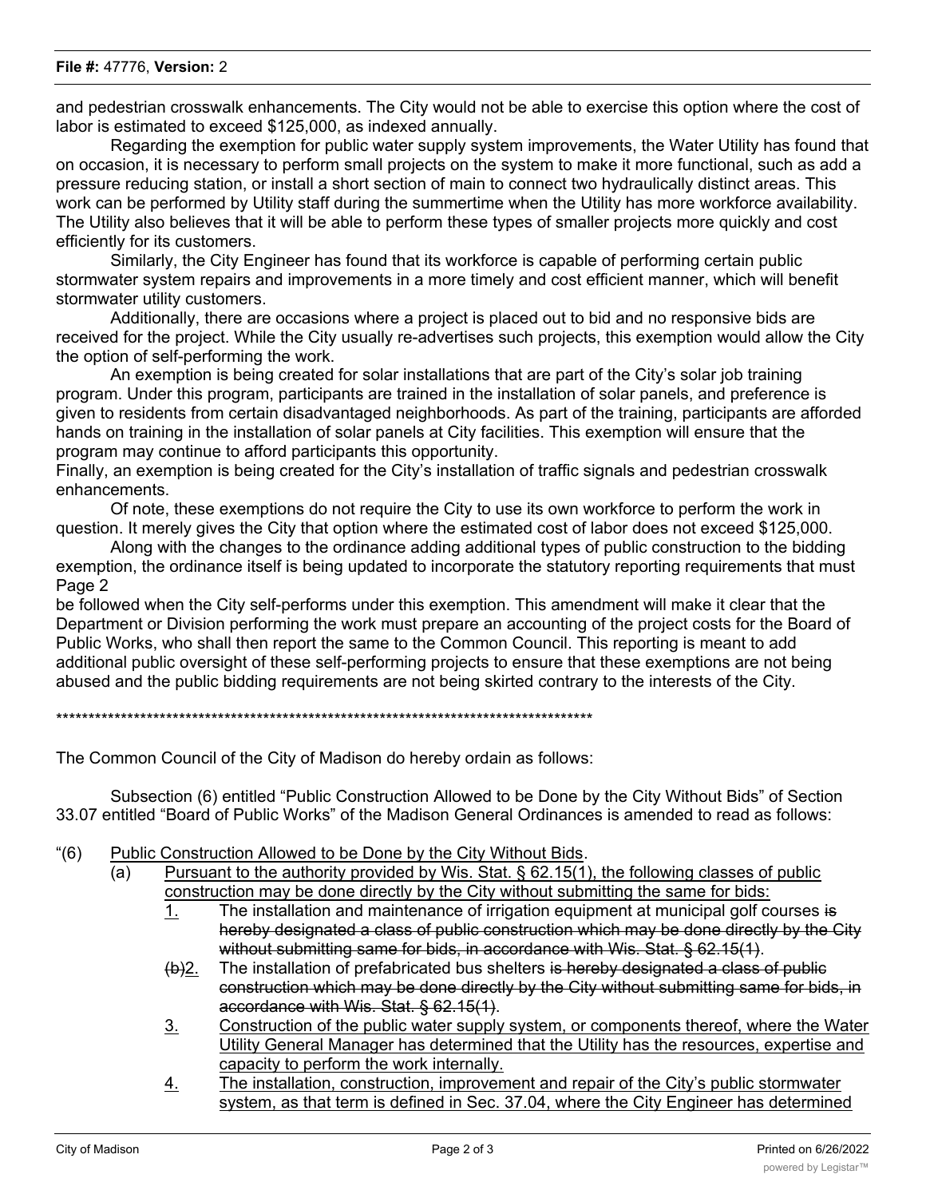and pedestrian crosswalk enhancements. The City would not be able to exercise this option where the cost of labor is estimated to exceed $125,000, as indexed annually.

Regarding the exemption for public water supply system improvements, the Water Utility has found that on occasion, it is necessary to perform small projects on the system to make it more functional, such as add a pressure reducing station, or install a short section of main to connect two hydraulically distinct areas. This work can be performed by Utility staff during the summertime when the Utility has more workforce availability. The Utility also believes that it will be able to perform these types of smaller projects more quickly and cost efficiently for its customers.

Similarly, the City Engineer has found that its workforce is capable of performing certain public stormwater system repairs and improvements in a more timely and cost efficient manner, which will benefit stormwater utility customers.

Additionally, there are occasions where a project is placed out to bid and no responsive bids are received for the project. While the City usually re-advertises such projects, this exemption would allow the City the option of self-performing the work.

An exemption is being created for solar installations that are part of the City's solar job training program. Under this program, participants are trained in the installation of solar panels, and preference is given to residents from certain disadvantaged neighborhoods. As part of the training, participants are afforded hands on training in the installation of solar panels at City facilities. This exemption will ensure that the program may continue to afford participants this opportunity.

Finally, an exemption is being created for the City's installation of traffic signals and pedestrian crosswalk enhancements.

Of note, these exemptions do not require the City to use its own workforce to perform the work in question. It merely gives the City that option where the estimated cost of labor does not exceed $125,000.

Along with the changes to the ordinance adding additional types of public construction to the bidding exemption, the ordinance itself is being updated to incorporate the statutory reporting requirements that must be followed when the City self-performs under this exemption. This amendment will make it clear that the Department or Division performing the work must prepare an accounting of the project costs for the Board of Public Works, who shall then report the same to the Common Council. This reporting is meant to add additional public oversight of these self-performing projects to ensure that these exemptions are not being abused and the public bidding requirements are not being skirted contrary to the interests of the City.

\*\*\*\*\*\*\*\*\*\*\*\*\*\*\*\*\*\*\*\*\*\*\*\*\*\*\*\*\*\*\*\*\*\*\*\*\*\*\*\*\*\*\*\*\*\*\*\*\*\*\*\*\*\*\*\*\*\*\*\*\*\*\*\*\*\*\*\*\*\*\*\*\*\*\*\*\*\*\*\*\*\*\*\*\*\*\*\*\*

The Common Council of the City of Madison do hereby ordain as follows:

Subsection (6) entitled "Public Construction Allowed to be Done by the City Without Bids" of Section 33.07 entitled "Board of Public Works" of the Madison General Ordinances is amended to read as follows:

"(6) <u>Public Construction Allowed to be Done by the City Without Bids</u>.

(a) <u>Pursuant to the authority provided by Wis. Stat. § 62.15(1), the following classes of public construction may be done directly by the City without submitting the same for bids:</u>

<u>1.</u> The installation and maintenance of irrigation equipment at municipal golf courses ~~is hereby designated a class of public construction which may be done directly by the City without submitting same for bids, in accordance with Wis. Stat. § 62.15(1)~~.

~~(b)~~<u>2.</u> The installation of prefabricated bus shelters ~~is hereby designated a class of public construction which may be done directly by the City without submitting same for bids, in accordance with Wis. Stat. § 62.15(1)~~.

<u>3.</u> <u>Construction of the public water supply system, or components thereof, where the Water Utility General Manager has determined that the Utility has the resources, expertise and capacity to perform the work internally.</u>

<u>4.</u> <u>The installation, construction, improvement and repair of the City's public stormwater system, as that term is defined in Sec. 37.04, where the City Engineer has determined</u>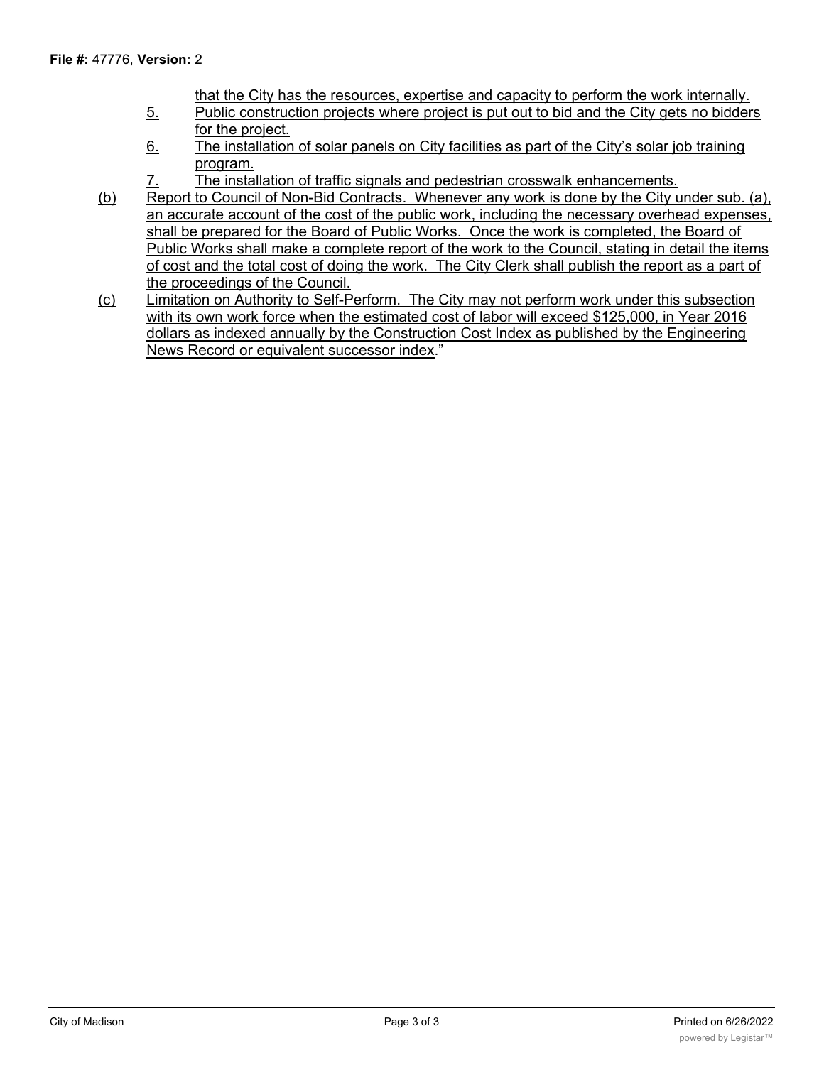that the City has the resources, expertise and capacity to perform the work internally.

5. Public construction projects where project is put out to bid and the City gets no bidders for the project.
6. The installation of solar panels on City facilities as part of the City's solar job training program.
7. The installation of traffic signals and pedestrian crosswalk enhancements.

(b) Report to Council of Non-Bid Contracts. Whenever any work is done by the City under sub. (a), an accurate account of the cost of the public work, including the necessary overhead expenses, shall be prepared for the Board of Public Works. Once the work is completed, the Board of Public Works shall make a complete report of the work to the Council, stating in detail the items of cost and the total cost of doing the work. The City Clerk shall publish the report as a part of the proceedings of the Council.

(c) Limitation on Authority to Self-Perform. The City may not perform work under this subsection with its own work force when the estimated cost of labor will exceed $125,000, in Year 2016 dollars as indexed annually by the Construction Cost Index as published by the Engineering News Record or equivalent successor index."